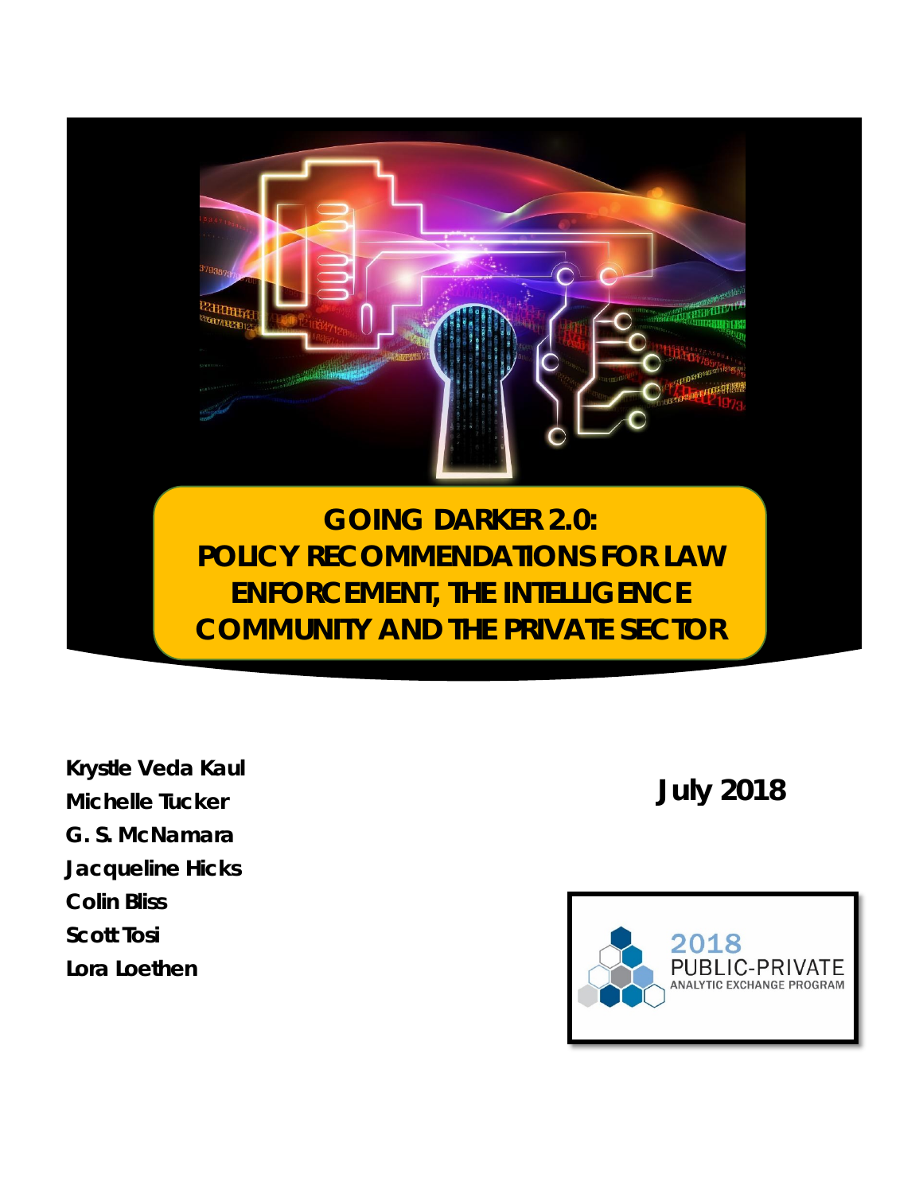# GOING DARKER 2.0: POLICY RECOMMENDATIONS FOR LAW ENFORCEMENT, THE INTELLIGENCE COMMUNITY AND THE PRIVATE SECTOR

**Krystle Veda Kaul**
**Michelle Tucker**
**G. S. McNamara**
**Jacqueline Hicks**
**Colin Bliss**
**Scott Tosi**
**Lora Loethen**

**July 2018**

2018
PUBLIC-PRIVATE
ANALYTIC EXCHANGE PROGRAM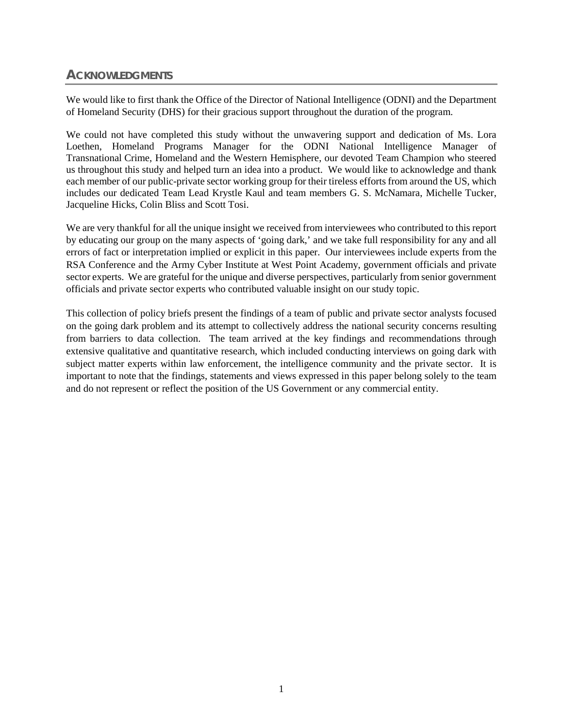## ACKNOWLEDGMENTS

We would like to first thank the Office of the Director of National Intelligence (ODNI) and the Department of Homeland Security (DHS) for their gracious support throughout the duration of the program.

We could not have completed this study without the unwavering support and dedication of Ms. Lora Loethen, Homeland Programs Manager for the ODNI National Intelligence Manager of Transnational Crime, Homeland and the Western Hemisphere, our devoted Team Champion who steered us throughout this study and helped turn an idea into a product. We would like to acknowledge and thank each member of our public-private sector working group for their tireless efforts from around the US, which includes our dedicated Team Lead Krystle Kaul and team members G. S. McNamara, Michelle Tucker, Jacqueline Hicks, Colin Bliss and Scott Tosi.

We are very thankful for all the unique insight we received from interviewees who contributed to this report by educating our group on the many aspects of 'going dark,' and we take full responsibility for any and all errors of fact or interpretation implied or explicit in this paper. Our interviewees include experts from the RSA Conference and the Army Cyber Institute at West Point Academy, government officials and private sector experts. We are grateful for the unique and diverse perspectives, particularly from senior government officials and private sector experts who contributed valuable insight on our study topic.

This collection of policy briefs present the findings of a team of public and private sector analysts focused on the going dark problem and its attempt to collectively address the national security concerns resulting from barriers to data collection. The team arrived at the key findings and recommendations through extensive qualitative and quantitative research, which included conducting interviews on going dark with subject matter experts within law enforcement, the intelligence community and the private sector. It is important to note that the findings, statements and views expressed in this paper belong solely to the team and do not represent or reflect the position of the US Government or any commercial entity.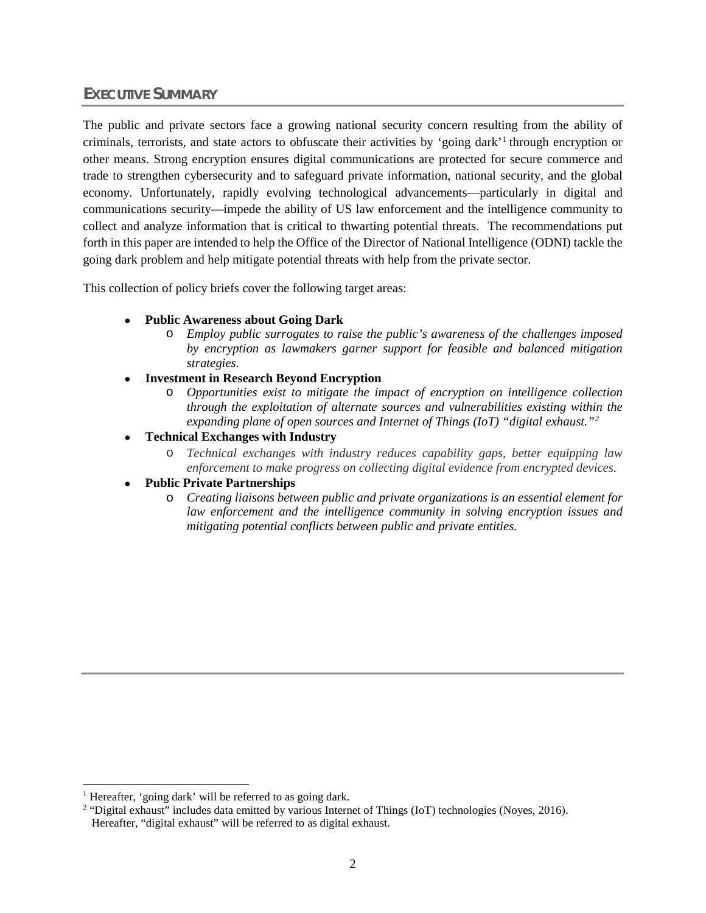## EXECUTIVE SUMMARY

The public and private sectors face a growing national security concern resulting from the ability of criminals, terrorists, and state actors to obfuscate their activities by 'going dark'[1] through encryption or other means. Strong encryption ensures digital communications are protected for secure commerce and trade to strengthen cybersecurity and to safeguard private information, national security, and the global economy. Unfortunately, rapidly evolving technological advancements—particularly in digital and communications security—impede the ability of US law enforcement and the intelligence community to collect and analyze information that is critical to thwarting potential threats. The recommendations put forth in this paper are intended to help the Office of the Director of National Intelligence (ODNI) tackle the going dark problem and help mitigate potential threats with help from the private sector.

This collection of policy briefs cover the following target areas:

- **Public Awareness about Going Dark**
  - *Employ public surrogates to raise the public's awareness of the challenges imposed by encryption as lawmakers garner support for feasible and balanced mitigation strategies.*
- **Investment in Research Beyond Encryption**
  - *Opportunities exist to mitigate the impact of encryption on intelligence collection through the exploitation of alternate sources and vulnerabilities existing within the expanding plane of open sources and Internet of Things (IoT) "digital exhaust."*[2]
- **Technical Exchanges with Industry**
  - *Technical exchanges with industry reduces capability gaps, better equipping law enforcement to make progress on collecting digital evidence from encrypted devices.*
- **Public Private Partnerships**
  - *Creating liaisons between public and private organizations is an essential element for law enforcement and the intelligence community in solving encryption issues and mitigating potential conflicts between public and private entities.*

---

[1] Hereafter, 'going dark' will be referred to as going dark.

[2] "Digital exhaust" includes data emitted by various Internet of Things (IoT) technologies (Noyes, 2016). Hereafter, "digital exhaust" will be referred to as digital exhaust.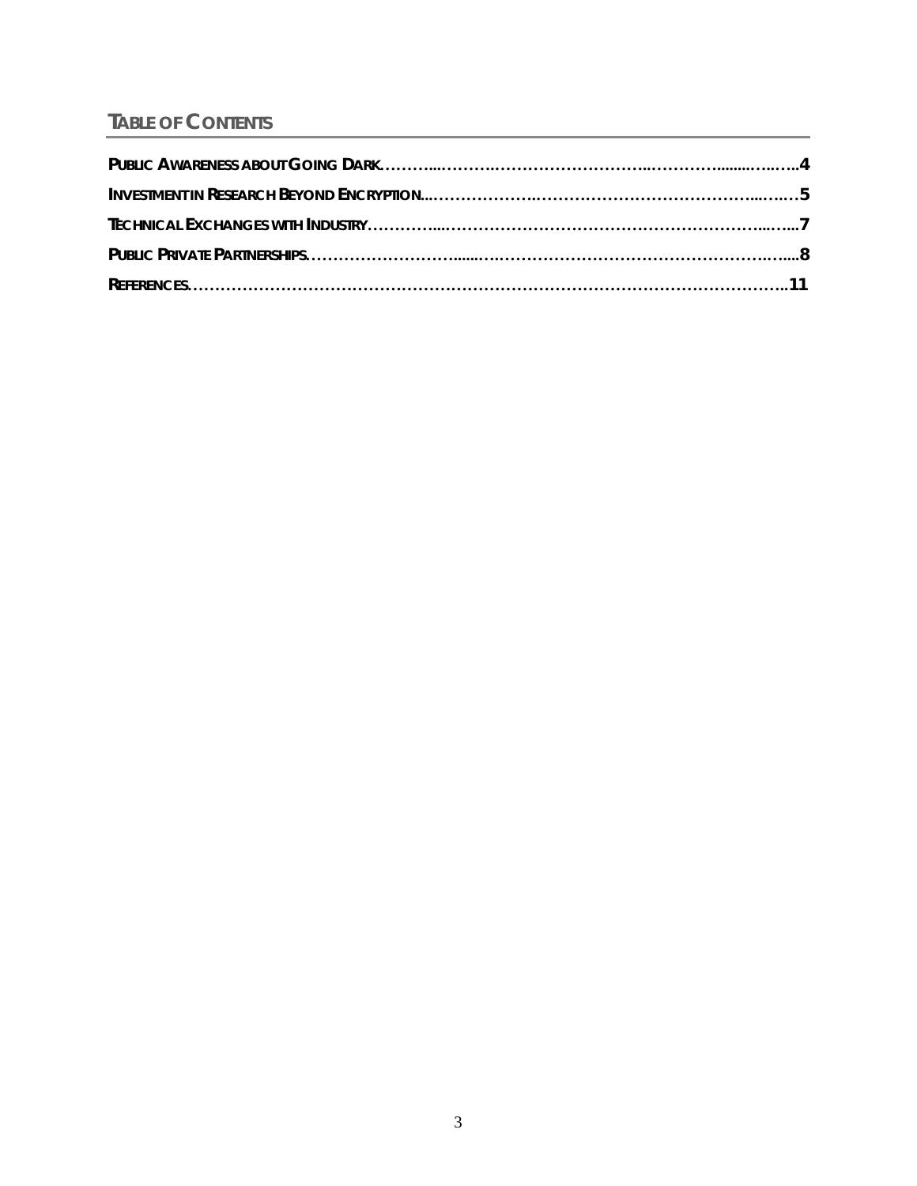## TABLE OF CONTENTS

**PUBLIC AWARENESS ABOUT GOING DARK……………………………………………………………………4**

**INVESTMENT IN RESEARCH BEYOND ENCRYPTION……………………………………………………………5**

**TECHNICAL EXCHANGES WITH INDUSTRY………………………………………………………………………7**

**PUBLIC PRIVATE PARTNERSHIPS………………………………………………………………………………8**

**REFERENCES……………………………………………………………………………………………………11**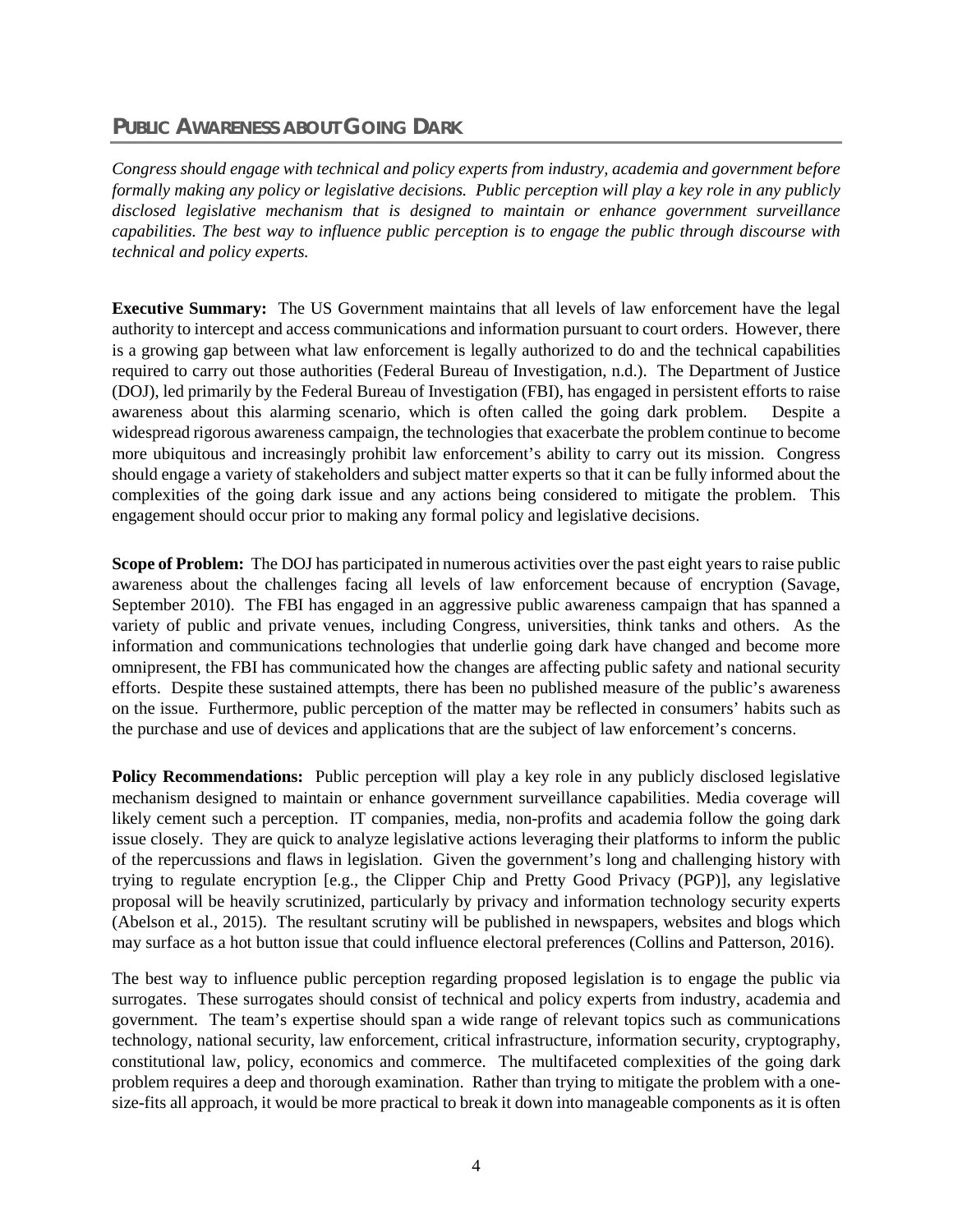## Public Awareness about Going Dark

*Congress should engage with technical and policy experts from industry, academia and government before formally making any policy or legislative decisions. Public perception will play a key role in any publicly disclosed legislative mechanism that is designed to maintain or enhance government surveillance capabilities. The best way to influence public perception is to engage the public through discourse with technical and policy experts.*

**Executive Summary:** The US Government maintains that all levels of law enforcement have the legal authority to intercept and access communications and information pursuant to court orders. However, there is a growing gap between what law enforcement is legally authorized to do and the technical capabilities required to carry out those authorities (Federal Bureau of Investigation, n.d.). The Department of Justice (DOJ), led primarily by the Federal Bureau of Investigation (FBI), has engaged in persistent efforts to raise awareness about this alarming scenario, which is often called the going dark problem. Despite a widespread rigorous awareness campaign, the technologies that exacerbate the problem continue to become more ubiquitous and increasingly prohibit law enforcement's ability to carry out its mission. Congress should engage a variety of stakeholders and subject matter experts so that it can be fully informed about the complexities of the going dark issue and any actions being considered to mitigate the problem. This engagement should occur prior to making any formal policy and legislative decisions.

**Scope of Problem:** The DOJ has participated in numerous activities over the past eight years to raise public awareness about the challenges facing all levels of law enforcement because of encryption (Savage, September 2010). The FBI has engaged in an aggressive public awareness campaign that has spanned a variety of public and private venues, including Congress, universities, think tanks and others. As the information and communications technologies that underlie going dark have changed and become more omnipresent, the FBI has communicated how the changes are affecting public safety and national security efforts. Despite these sustained attempts, there has been no published measure of the public's awareness on the issue. Furthermore, public perception of the matter may be reflected in consumers' habits such as the purchase and use of devices and applications that are the subject of law enforcement's concerns.

**Policy Recommendations:** Public perception will play a key role in any publicly disclosed legislative mechanism designed to maintain or enhance government surveillance capabilities. Media coverage will likely cement such a perception. IT companies, media, non-profits and academia follow the going dark issue closely. They are quick to analyze legislative actions leveraging their platforms to inform the public of the repercussions and flaws in legislation. Given the government's long and challenging history with trying to regulate encryption [e.g., the Clipper Chip and Pretty Good Privacy (PGP)], any legislative proposal will be heavily scrutinized, particularly by privacy and information technology security experts (Abelson et al., 2015). The resultant scrutiny will be published in newspapers, websites and blogs which may surface as a hot button issue that could influence electoral preferences (Collins and Patterson, 2016).

The best way to influence public perception regarding proposed legislation is to engage the public via surrogates. These surrogates should consist of technical and policy experts from industry, academia and government. The team's expertise should span a wide range of relevant topics such as communications technology, national security, law enforcement, critical infrastructure, information security, cryptography, constitutional law, policy, economics and commerce. The multifaceted complexities of the going dark problem requires a deep and thorough examination. Rather than trying to mitigate the problem with a one-size-fits all approach, it would be more practical to break it down into manageable components as it is often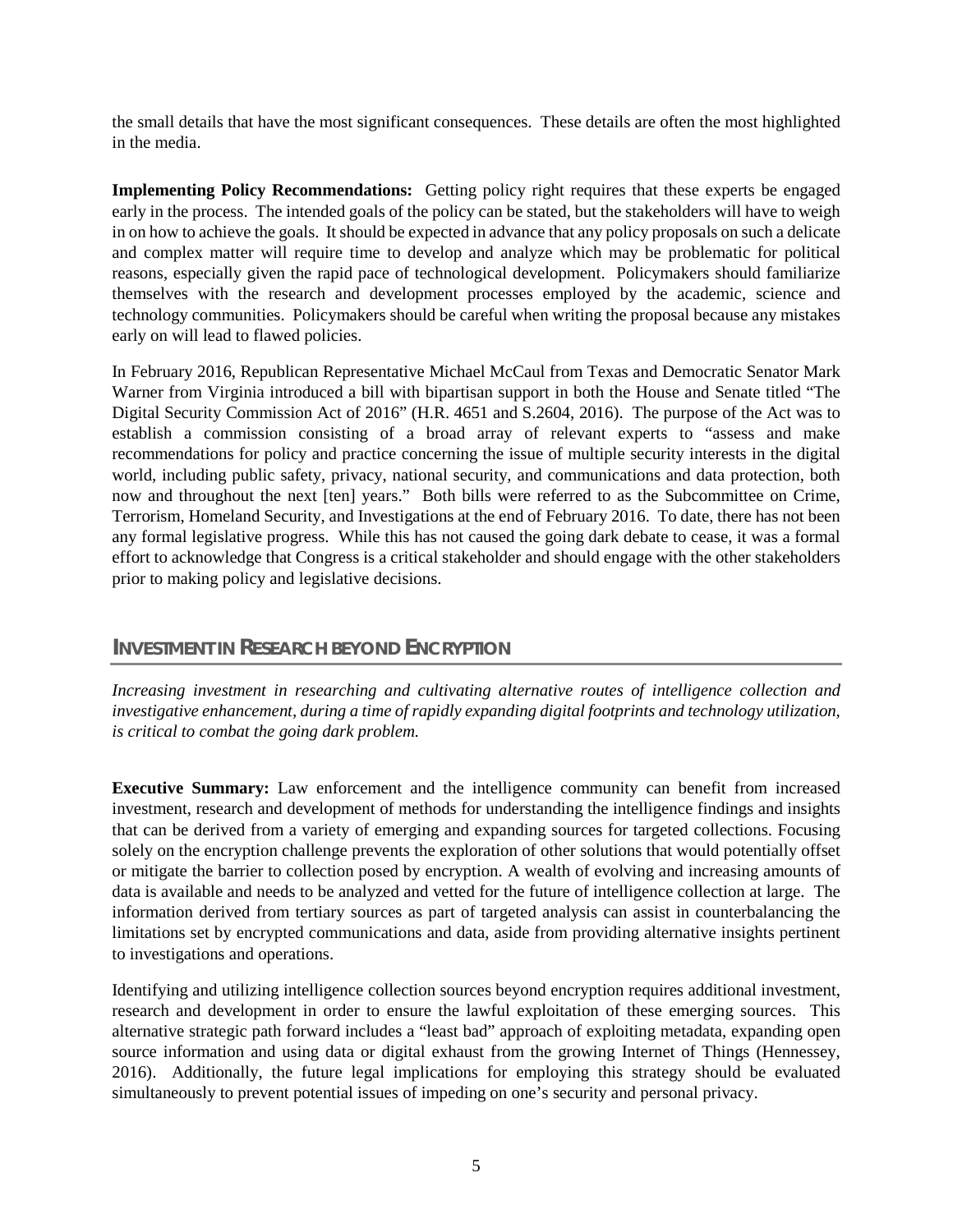the small details that have the most significant consequences. These details are often the most highlighted in the media.

**Implementing Policy Recommendations:** Getting policy right requires that these experts be engaged early in the process. The intended goals of the policy can be stated, but the stakeholders will have to weigh in on how to achieve the goals. It should be expected in advance that any policy proposals on such a delicate and complex matter will require time to develop and analyze which may be problematic for political reasons, especially given the rapid pace of technological development. Policymakers should familiarize themselves with the research and development processes employed by the academic, science and technology communities. Policymakers should be careful when writing the proposal because any mistakes early on will lead to flawed policies.

In February 2016, Republican Representative Michael McCaul from Texas and Democratic Senator Mark Warner from Virginia introduced a bill with bipartisan support in both the House and Senate titled "The Digital Security Commission Act of 2016" (H.R. 4651 and S.2604, 2016). The purpose of the Act was to establish a commission consisting of a broad array of relevant experts to "assess and make recommendations for policy and practice concerning the issue of multiple security interests in the digital world, including public safety, privacy, national security, and communications and data protection, both now and throughout the next [ten] years." Both bills were referred to as the Subcommittee on Crime, Terrorism, Homeland Security, and Investigations at the end of February 2016. To date, there has not been any formal legislative progress. While this has not caused the going dark debate to cease, it was a formal effort to acknowledge that Congress is a critical stakeholder and should engage with the other stakeholders prior to making policy and legislative decisions.

## Investment in Research beyond Encryption

*Increasing investment in researching and cultivating alternative routes of intelligence collection and investigative enhancement, during a time of rapidly expanding digital footprints and technology utilization, is critical to combat the going dark problem.*

**Executive Summary:** Law enforcement and the intelligence community can benefit from increased investment, research and development of methods for understanding the intelligence findings and insights that can be derived from a variety of emerging and expanding sources for targeted collections. Focusing solely on the encryption challenge prevents the exploration of other solutions that would potentially offset or mitigate the barrier to collection posed by encryption. A wealth of evolving and increasing amounts of data is available and needs to be analyzed and vetted for the future of intelligence collection at large. The information derived from tertiary sources as part of targeted analysis can assist in counterbalancing the limitations set by encrypted communications and data, aside from providing alternative insights pertinent to investigations and operations.

Identifying and utilizing intelligence collection sources beyond encryption requires additional investment, research and development in order to ensure the lawful exploitation of these emerging sources. This alternative strategic path forward includes a "least bad" approach of exploiting metadata, expanding open source information and using data or digital exhaust from the growing Internet of Things (Hennessey, 2016). Additionally, the future legal implications for employing this strategy should be evaluated simultaneously to prevent potential issues of impeding on one's security and personal privacy.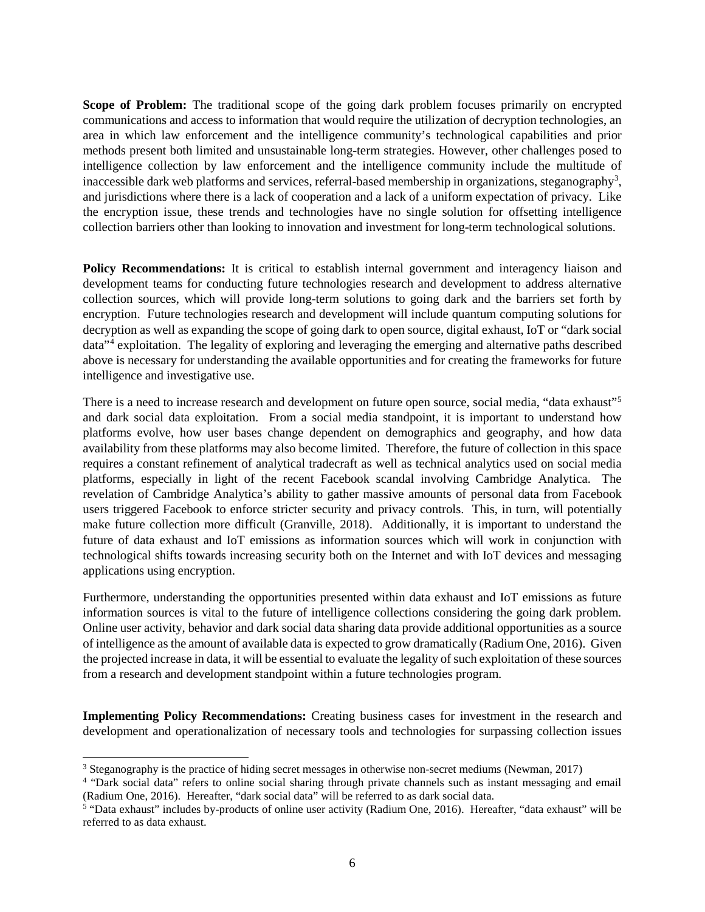**Scope of Problem:** The traditional scope of the going dark problem focuses primarily on encrypted communications and access to information that would require the utilization of decryption technologies, an area in which law enforcement and the intelligence community's technological capabilities and prior methods present both limited and unsustainable long-term strategies. However, other challenges posed to intelligence collection by law enforcement and the intelligence community include the multitude of inaccessible dark web platforms and services, referral-based membership in organizations, steganography[3], and jurisdictions where there is a lack of cooperation and a lack of a uniform expectation of privacy. Like the encryption issue, these trends and technologies have no single solution for offsetting intelligence collection barriers other than looking to innovation and investment for long-term technological solutions.

**Policy Recommendations:** It is critical to establish internal government and interagency liaison and development teams for conducting future technologies research and development to address alternative collection sources, which will provide long-term solutions to going dark and the barriers set forth by encryption. Future technologies research and development will include quantum computing solutions for decryption as well as expanding the scope of going dark to open source, digital exhaust, IoT or "dark social data"[4] exploitation. The legality of exploring and leveraging the emerging and alternative paths described above is necessary for understanding the available opportunities and for creating the frameworks for future intelligence and investigative use.

There is a need to increase research and development on future open source, social media, "data exhaust"[5] and dark social data exploitation. From a social media standpoint, it is important to understand how platforms evolve, how user bases change dependent on demographics and geography, and how data availability from these platforms may also become limited. Therefore, the future of collection in this space requires a constant refinement of analytical tradecraft as well as technical analytics used on social media platforms, especially in light of the recent Facebook scandal involving Cambridge Analytica. The revelation of Cambridge Analytica's ability to gather massive amounts of personal data from Facebook users triggered Facebook to enforce stricter security and privacy controls. This, in turn, will potentially make future collection more difficult (Granville, 2018). Additionally, it is important to understand the future of data exhaust and IoT emissions as information sources which will work in conjunction with technological shifts towards increasing security both on the Internet and with IoT devices and messaging applications using encryption.

Furthermore, understanding the opportunities presented within data exhaust and IoT emissions as future information sources is vital to the future of intelligence collections considering the going dark problem. Online user activity, behavior and dark social data sharing data provide additional opportunities as a source of intelligence as the amount of available data is expected to grow dramatically (Radium One, 2016). Given the projected increase in data, it will be essential to evaluate the legality of such exploitation of these sources from a research and development standpoint within a future technologies program.

**Implementing Policy Recommendations:** Creating business cases for investment in the research and development and operationalization of necessary tools and technologies for surpassing collection issues

---

[3] Steganography is the practice of hiding secret messages in otherwise non-secret mediums (Newman, 2017)

[4] "Dark social data" refers to online social sharing through private channels such as instant messaging and email (Radium One, 2016). Hereafter, "dark social data" will be referred to as dark social data.

[5] "Data exhaust" includes by-products of online user activity (Radium One, 2016). Hereafter, "data exhaust" will be referred to as data exhaust.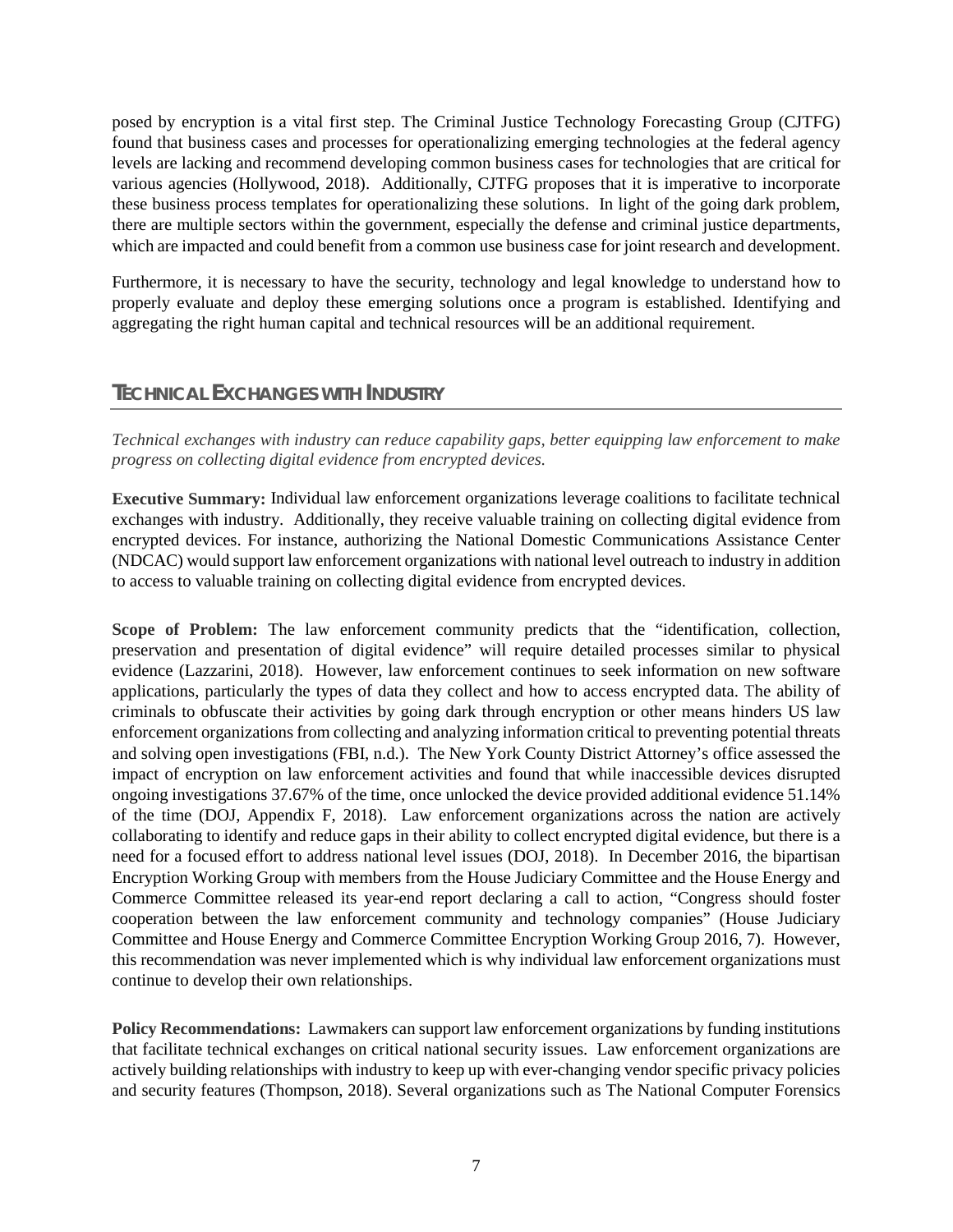posed by encryption is a vital first step. The Criminal Justice Technology Forecasting Group (CJTFG) found that business cases and processes for operationalizing emerging technologies at the federal agency levels are lacking and recommend developing common business cases for technologies that are critical for various agencies (Hollywood, 2018). Additionally, CJTFG proposes that it is imperative to incorporate these business process templates for operationalizing these solutions. In light of the going dark problem, there are multiple sectors within the government, especially the defense and criminal justice departments, which are impacted and could benefit from a common use business case for joint research and development.

Furthermore, it is necessary to have the security, technology and legal knowledge to understand how to properly evaluate and deploy these emerging solutions once a program is established. Identifying and aggregating the right human capital and technical resources will be an additional requirement.

## TECHNICAL EXCHANGES WITH INDUSTRY

*Technical exchanges with industry can reduce capability gaps, better equipping law enforcement to make progress on collecting digital evidence from encrypted devices.*

**Executive Summary:** Individual law enforcement organizations leverage coalitions to facilitate technical exchanges with industry. Additionally, they receive valuable training on collecting digital evidence from encrypted devices. For instance, authorizing the National Domestic Communications Assistance Center (NDCAC) would support law enforcement organizations with national level outreach to industry in addition to access to valuable training on collecting digital evidence from encrypted devices.

**Scope of Problem:** The law enforcement community predicts that the "identification, collection, preservation and presentation of digital evidence" will require detailed processes similar to physical evidence (Lazzarini, 2018). However, law enforcement continues to seek information on new software applications, particularly the types of data they collect and how to access encrypted data. The ability of criminals to obfuscate their activities by going dark through encryption or other means hinders US law enforcement organizations from collecting and analyzing information critical to preventing potential threats and solving open investigations (FBI, n.d.). The New York County District Attorney's office assessed the impact of encryption on law enforcement activities and found that while inaccessible devices disrupted ongoing investigations 37.67% of the time, once unlocked the device provided additional evidence 51.14% of the time (DOJ, Appendix F, 2018). Law enforcement organizations across the nation are actively collaborating to identify and reduce gaps in their ability to collect encrypted digital evidence, but there is a need for a focused effort to address national level issues (DOJ, 2018). In December 2016, the bipartisan Encryption Working Group with members from the House Judiciary Committee and the House Energy and Commerce Committee released its year-end report declaring a call to action, "Congress should foster cooperation between the law enforcement community and technology companies" (House Judiciary Committee and House Energy and Commerce Committee Encryption Working Group 2016, 7). However, this recommendation was never implemented which is why individual law enforcement organizations must continue to develop their own relationships.

**Policy Recommendations:** Lawmakers can support law enforcement organizations by funding institutions that facilitate technical exchanges on critical national security issues. Law enforcement organizations are actively building relationships with industry to keep up with ever-changing vendor specific privacy policies and security features (Thompson, 2018). Several organizations such as The National Computer Forensics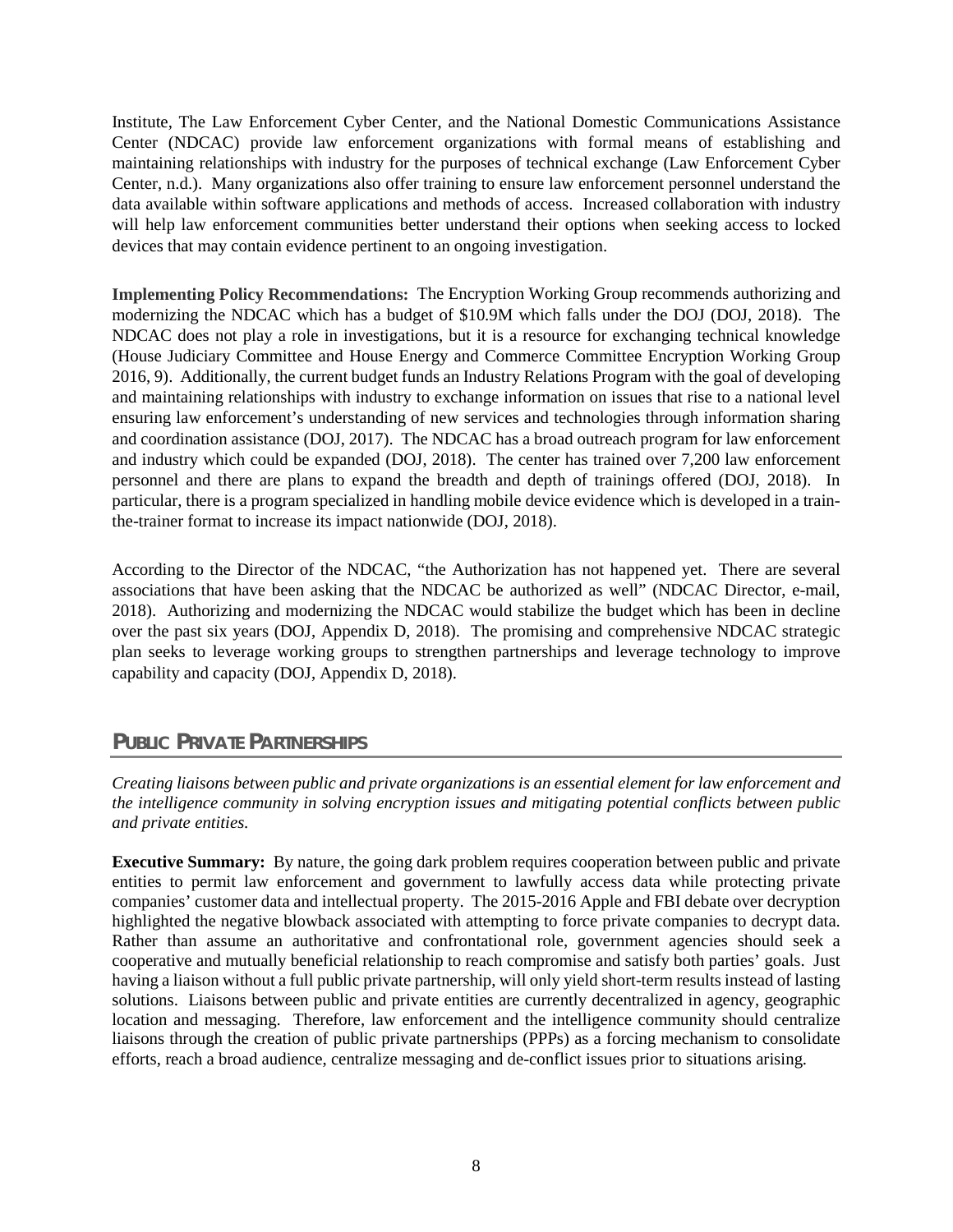Institute, The Law Enforcement Cyber Center, and the National Domestic Communications Assistance Center (NDCAC) provide law enforcement organizations with formal means of establishing and maintaining relationships with industry for the purposes of technical exchange (Law Enforcement Cyber Center, n.d.). Many organizations also offer training to ensure law enforcement personnel understand the data available within software applications and methods of access. Increased collaboration with industry will help law enforcement communities better understand their options when seeking access to locked devices that may contain evidence pertinent to an ongoing investigation.

**Implementing Policy Recommendations:** The Encryption Working Group recommends authorizing and modernizing the NDCAC which has a budget of $10.9M which falls under the DOJ (DOJ, 2018). The NDCAC does not play a role in investigations, but it is a resource for exchanging technical knowledge (House Judiciary Committee and House Energy and Commerce Committee Encryption Working Group 2016, 9). Additionally, the current budget funds an Industry Relations Program with the goal of developing and maintaining relationships with industry to exchange information on issues that rise to a national level ensuring law enforcement's understanding of new services and technologies through information sharing and coordination assistance (DOJ, 2017). The NDCAC has a broad outreach program for law enforcement and industry which could be expanded (DOJ, 2018). The center has trained over 7,200 law enforcement personnel and there are plans to expand the breadth and depth of trainings offered (DOJ, 2018). In particular, there is a program specialized in handling mobile device evidence which is developed in a train-the-trainer format to increase its impact nationwide (DOJ, 2018).

According to the Director of the NDCAC, "the Authorization has not happened yet. There are several associations that have been asking that the NDCAC be authorized as well" (NDCAC Director, e-mail, 2018). Authorizing and modernizing the NDCAC would stabilize the budget which has been in decline over the past six years (DOJ, Appendix D, 2018). The promising and comprehensive NDCAC strategic plan seeks to leverage working groups to strengthen partnerships and leverage technology to improve capability and capacity (DOJ, Appendix D, 2018).

## PUBLIC PRIVATE PARTNERSHIPS

*Creating liaisons between public and private organizations is an essential element for law enforcement and the intelligence community in solving encryption issues and mitigating potential conflicts between public and private entities.*

**Executive Summary:** By nature, the going dark problem requires cooperation between public and private entities to permit law enforcement and government to lawfully access data while protecting private companies' customer data and intellectual property. The 2015-2016 Apple and FBI debate over decryption highlighted the negative blowback associated with attempting to force private companies to decrypt data. Rather than assume an authoritative and confrontational role, government agencies should seek a cooperative and mutually beneficial relationship to reach compromise and satisfy both parties' goals. Just having a liaison without a full public private partnership, will only yield short-term results instead of lasting solutions. Liaisons between public and private entities are currently decentralized in agency, geographic location and messaging. Therefore, law enforcement and the intelligence community should centralize liaisons through the creation of public private partnerships (PPPs) as a forcing mechanism to consolidate efforts, reach a broad audience, centralize messaging and de-conflict issues prior to situations arising.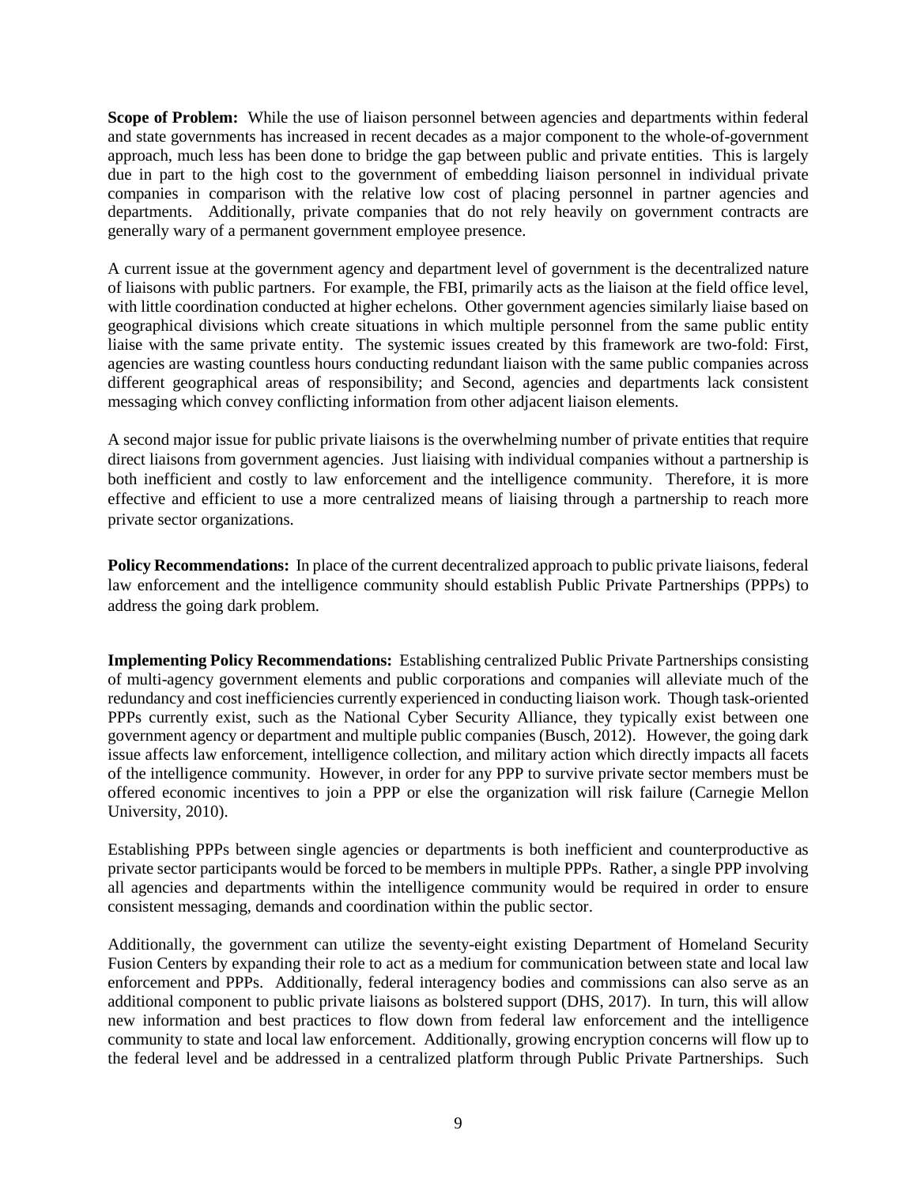**Scope of Problem:** While the use of liaison personnel between agencies and departments within federal and state governments has increased in recent decades as a major component to the whole-of-government approach, much less has been done to bridge the gap between public and private entities. This is largely due in part to the high cost to the government of embedding liaison personnel in individual private companies in comparison with the relative low cost of placing personnel in partner agencies and departments. Additionally, private companies that do not rely heavily on government contracts are generally wary of a permanent government employee presence.

A current issue at the government agency and department level of government is the decentralized nature of liaisons with public partners. For example, the FBI, primarily acts as the liaison at the field office level, with little coordination conducted at higher echelons. Other government agencies similarly liaise based on geographical divisions which create situations in which multiple personnel from the same public entity liaise with the same private entity. The systemic issues created by this framework are two-fold: First, agencies are wasting countless hours conducting redundant liaison with the same public companies across different geographical areas of responsibility; and Second, agencies and departments lack consistent messaging which convey conflicting information from other adjacent liaison elements.

A second major issue for public private liaisons is the overwhelming number of private entities that require direct liaisons from government agencies. Just liaising with individual companies without a partnership is both inefficient and costly to law enforcement and the intelligence community. Therefore, it is more effective and efficient to use a more centralized means of liaising through a partnership to reach more private sector organizations.

**Policy Recommendations:** In place of the current decentralized approach to public private liaisons, federal law enforcement and the intelligence community should establish Public Private Partnerships (PPPs) to address the going dark problem.

**Implementing Policy Recommendations:** Establishing centralized Public Private Partnerships consisting of multi-agency government elements and public corporations and companies will alleviate much of the redundancy and cost inefficiencies currently experienced in conducting liaison work. Though task-oriented PPPs currently exist, such as the National Cyber Security Alliance, they typically exist between one government agency or department and multiple public companies (Busch, 2012). However, the going dark issue affects law enforcement, intelligence collection, and military action which directly impacts all facets of the intelligence community. However, in order for any PPP to survive private sector members must be offered economic incentives to join a PPP or else the organization will risk failure (Carnegie Mellon University, 2010).

Establishing PPPs between single agencies or departments is both inefficient and counterproductive as private sector participants would be forced to be members in multiple PPPs. Rather, a single PPP involving all agencies and departments within the intelligence community would be required in order to ensure consistent messaging, demands and coordination within the public sector.

Additionally, the government can utilize the seventy-eight existing Department of Homeland Security Fusion Centers by expanding their role to act as a medium for communication between state and local law enforcement and PPPs. Additionally, federal interagency bodies and commissions can also serve as an additional component to public private liaisons as bolstered support (DHS, 2017). In turn, this will allow new information and best practices to flow down from federal law enforcement and the intelligence community to state and local law enforcement. Additionally, growing encryption concerns will flow up to the federal level and be addressed in a centralized platform through Public Private Partnerships. Such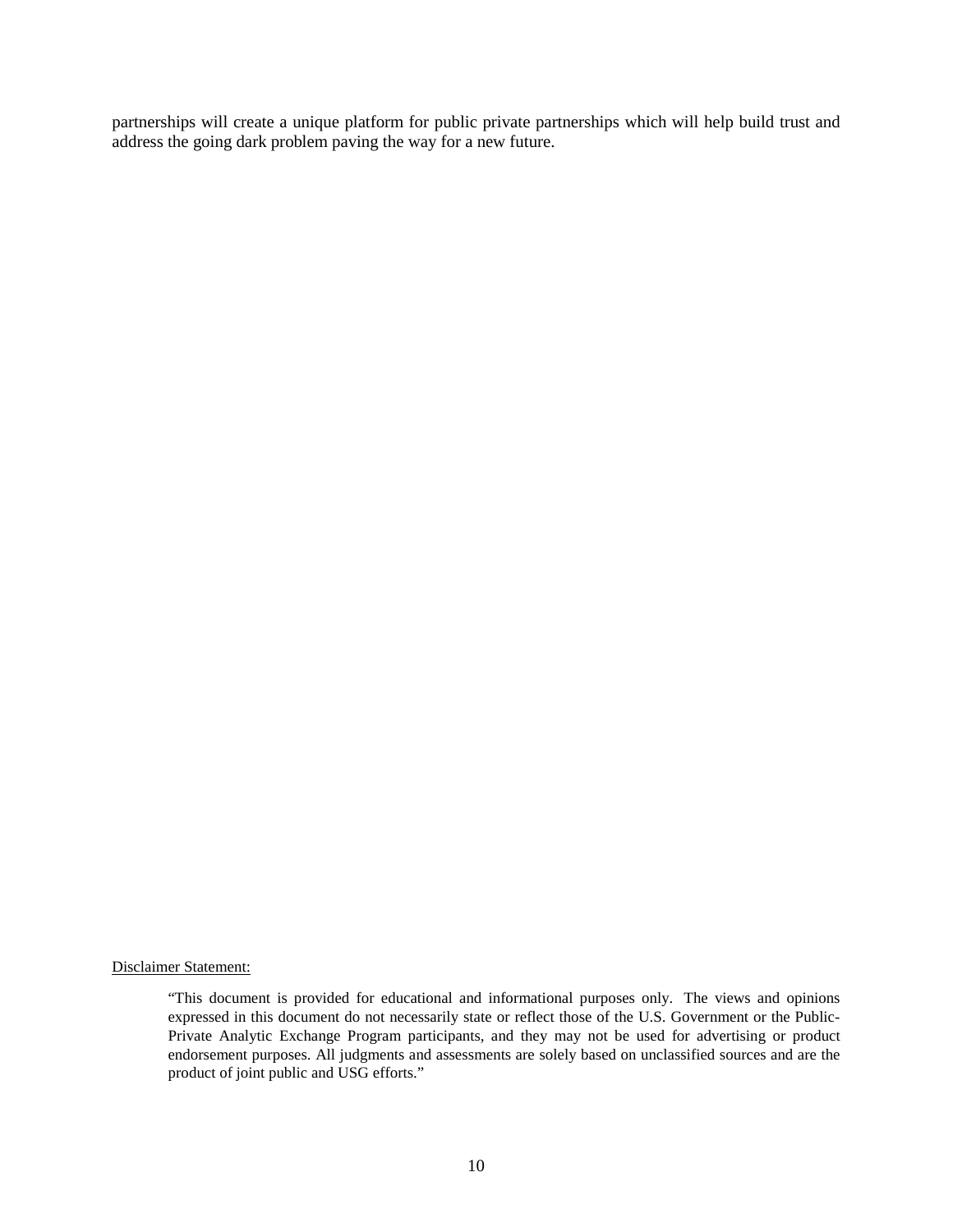partnerships will create a unique platform for public private partnerships which will help build trust and address the going dark problem paving the way for a new future.

Disclaimer Statement:

> "This document is provided for educational and informational purposes only. The views and opinions expressed in this document do not necessarily state or reflect those of the U.S. Government or the Public-Private Analytic Exchange Program participants, and they may not be used for advertising or product endorsement purposes. All judgments and assessments are solely based on unclassified sources and are the product of joint public and USG efforts."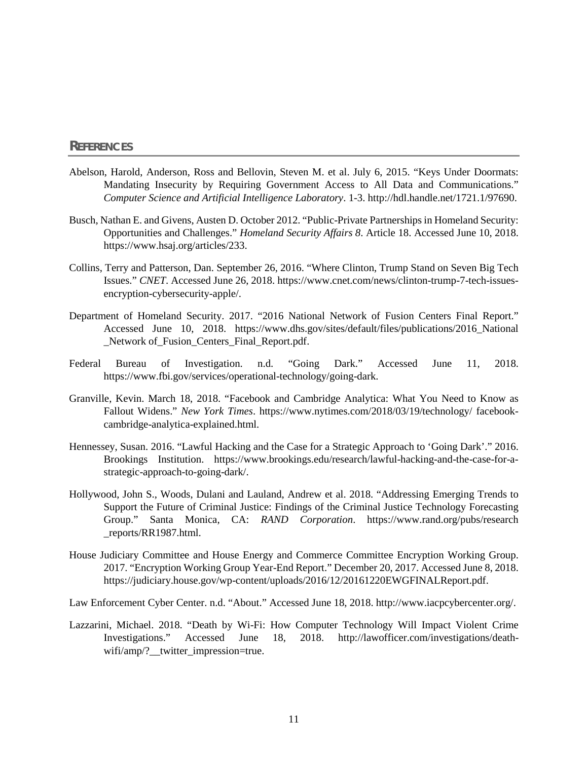## REFERENCES

Abelson, Harold, Anderson, Ross and Bellovin, Steven M. et al. July 6, 2015. "Keys Under Doormats: Mandating Insecurity by Requiring Government Access to All Data and Communications." *Computer Science and Artificial Intelligence Laboratory*. 1-3. http://hdl.handle.net/1721.1/97690.

Busch, Nathan E. and Givens, Austen D. October 2012. "Public-Private Partnerships in Homeland Security: Opportunities and Challenges." *Homeland Security Affairs 8*. Article 18. Accessed June 10, 2018. https://www.hsaj.org/articles/233.

Collins, Terry and Patterson, Dan. September 26, 2016. "Where Clinton, Trump Stand on Seven Big Tech Issues." *CNET*. Accessed June 26, 2018. https://www.cnet.com/news/clinton-trump-7-tech-issues-encryption-cybersecurity-apple/.

Department of Homeland Security. 2017. "2016 National Network of Fusion Centers Final Report." Accessed June 10, 2018. https://www.dhs.gov/sites/default/files/publications/2016_National_Network of_Fusion_Centers_Final_Report.pdf.

Federal Bureau of Investigation. n.d. "Going Dark." Accessed June 11, 2018. https://www.fbi.gov/services/operational-technology/going-dark.

Granville, Kevin. March 18, 2018. "Facebook and Cambridge Analytica: What You Need to Know as Fallout Widens." *New York Times*. https://www.nytimes.com/2018/03/19/technology/ facebook-cambridge-analytica-explained.html.

Hennessey, Susan. 2016. "Lawful Hacking and the Case for a Strategic Approach to 'Going Dark'." 2016. Brookings Institution. https://www.brookings.edu/research/lawful-hacking-and-the-case-for-a-strategic-approach-to-going-dark/.

Hollywood, John S., Woods, Dulani and Lauland, Andrew et al. 2018. "Addressing Emerging Trends to Support the Future of Criminal Justice: Findings of the Criminal Justice Technology Forecasting Group." Santa Monica, CA: *RAND Corporation*. https://www.rand.org/pubs/research_reports/RR1987.html.

House Judiciary Committee and House Energy and Commerce Committee Encryption Working Group. 2017. "Encryption Working Group Year-End Report." December 20, 2017. Accessed June 8, 2018. https://judiciary.house.gov/wp-content/uploads/2016/12/20161220EWGFINALReport.pdf.

Law Enforcement Cyber Center. n.d. "About." Accessed June 18, 2018. http://www.iacpcybercenter.org/.

Lazzarini, Michael. 2018. "Death by Wi-Fi: How Computer Technology Will Impact Violent Crime Investigations." Accessed June 18, 2018. http://lawofficer.com/investigations/death-wifi/amp/?__twitter_impression=true.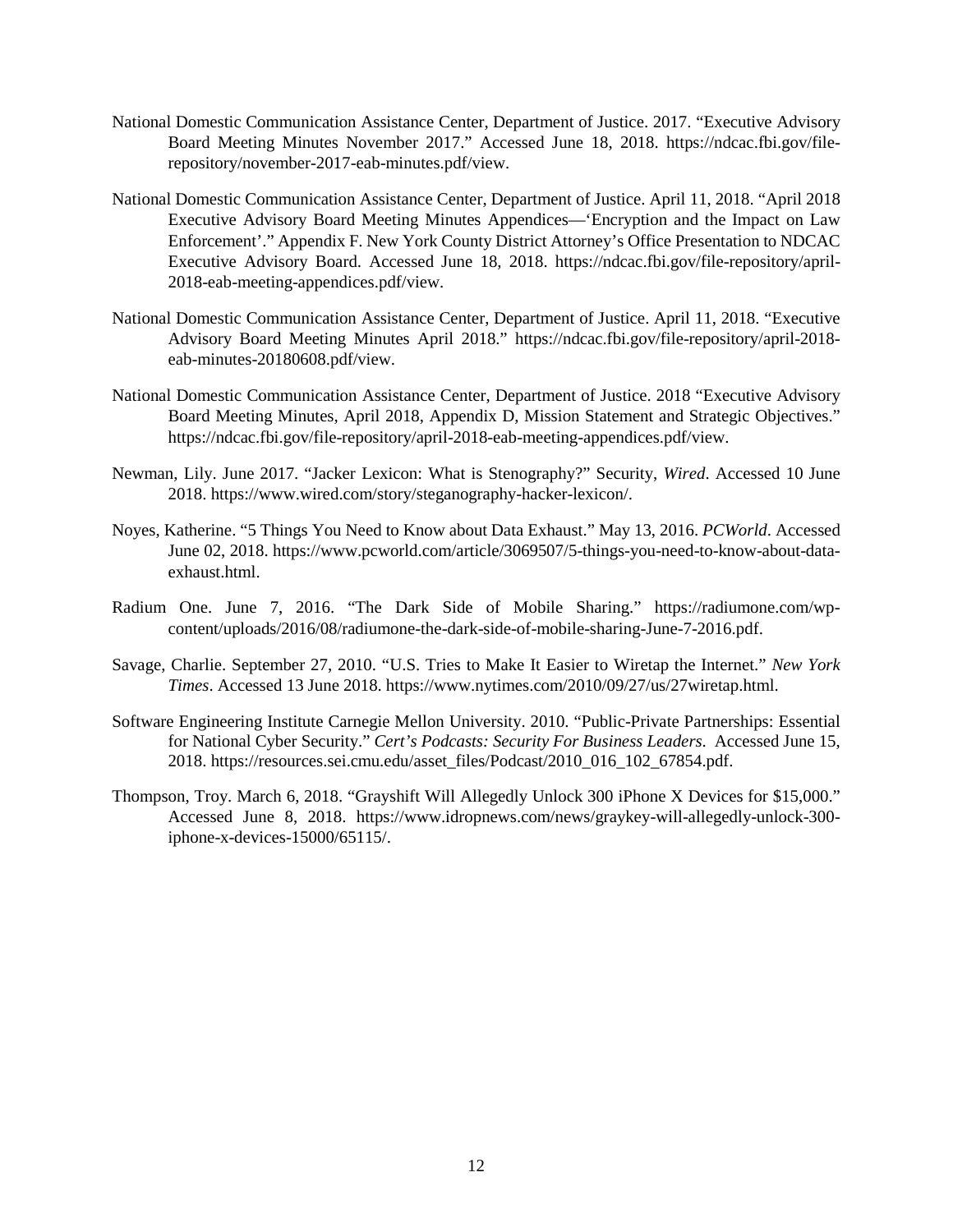National Domestic Communication Assistance Center, Department of Justice. 2017. "Executive Advisory Board Meeting Minutes November 2017." Accessed June 18, 2018. https://ndcac.fbi.gov/file-repository/november-2017-eab-minutes.pdf/view.

National Domestic Communication Assistance Center, Department of Justice. April 11, 2018. "April 2018 Executive Advisory Board Meeting Minutes Appendices—'Encryption and the Impact on Law Enforcement'." Appendix F. New York County District Attorney's Office Presentation to NDCAC Executive Advisory Board. Accessed June 18, 2018. https://ndcac.fbi.gov/file-repository/april-2018-eab-meeting-appendices.pdf/view.

National Domestic Communication Assistance Center, Department of Justice. April 11, 2018. "Executive Advisory Board Meeting Minutes April 2018." https://ndcac.fbi.gov/file-repository/april-2018-eab-minutes-20180608.pdf/view.

National Domestic Communication Assistance Center, Department of Justice. 2018 "Executive Advisory Board Meeting Minutes, April 2018, Appendix D, Mission Statement and Strategic Objectives." https://ndcac.fbi.gov/file-repository/april-2018-eab-meeting-appendices.pdf/view.

Newman, Lily. June 2017. "Jacker Lexicon: What is Stenography?" Security, *Wired*. Accessed 10 June 2018. https://www.wired.com/story/steganography-hacker-lexicon/.

Noyes, Katherine. "5 Things You Need to Know about Data Exhaust." May 13, 2016. *PCWorld*. Accessed June 02, 2018. https://www.pcworld.com/article/3069507/5-things-you-need-to-know-about-data-exhaust.html.

Radium One. June 7, 2016. "The Dark Side of Mobile Sharing." https://radiumone.com/wp-content/uploads/2016/08/radiumone-the-dark-side-of-mobile-sharing-June-7-2016.pdf.

Savage, Charlie. September 27, 2010. "U.S. Tries to Make It Easier to Wiretap the Internet." *New York Times*. Accessed 13 June 2018. https://www.nytimes.com/2010/09/27/us/27wiretap.html.

Software Engineering Institute Carnegie Mellon University. 2010. "Public-Private Partnerships: Essential for National Cyber Security." *Cert's Podcasts: Security For Business Leaders*. Accessed June 15, 2018. https://resources.sei.cmu.edu/asset_files/Podcast/2010_016_102_67854.pdf.

Thompson, Troy. March 6, 2018. "Grayshift Will Allegedly Unlock 300 iPhone X Devices for $15,000." Accessed June 8, 2018. https://www.idropnews.com/news/graykey-will-allegedly-unlock-300-iphone-x-devices-15000/65115/.